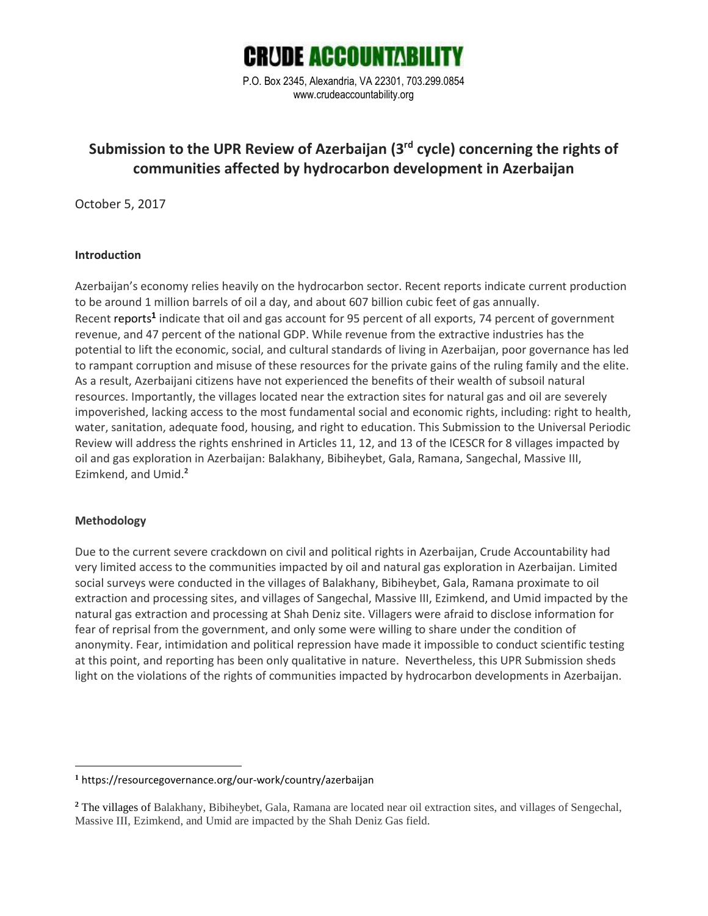CRUDE ACCOUNTABILITY

P.O. Box 2345, Alexandria, VA 22301, 703.299.0854
www.crudeaccountability.org

# Submission to the UPR Review of Azerbaijan (3rd cycle) concerning the rights of communities affected by hydrocarbon development in Azerbaijan

October 5, 2017

**Introduction**

Azerbaijan's economy relies heavily on the hydrocarbon sector. Recent reports indicate current production to be around 1 million barrels of oil a day, and about 607 billion cubic feet of gas annually. Recent reports[1] indicate that oil and gas account for 95 percent of all exports, 74 percent of government revenue, and 47 percent of the national GDP. While revenue from the extractive industries has the potential to lift the economic, social, and cultural standards of living in Azerbaijan, poor governance has led to rampant corruption and misuse of these resources for the private gains of the ruling family and the elite. As a result, Azerbaijani citizens have not experienced the benefits of their wealth of subsoil natural resources. Importantly, the villages located near the extraction sites for natural gas and oil are severely impoverished, lacking access to the most fundamental social and economic rights, including: right to health, water, sanitation, adequate food, housing, and right to education. This Submission to the Universal Periodic Review will address the rights enshrined in Articles 11, 12, and 13 of the ICESCR for 8 villages impacted by oil and gas exploration in Azerbaijan: Balakhany, Bibiheybet, Gala, Ramana, Sangechal, Massive III, Ezimkend, and Umid.[2]

**Methodology**

Due to the current severe crackdown on civil and political rights in Azerbaijan, Crude Accountability had very limited access to the communities impacted by oil and natural gas exploration in Azerbaijan. Limited social surveys were conducted in the villages of Balakhany, Bibiheybet, Gala, Ramana proximate to oil extraction and processing sites, and villages of Sangechal, Massive III, Ezimkend, and Umid impacted by the natural gas extraction and processing at Shah Deniz site. Villagers were afraid to disclose information for fear of reprisal from the government, and only some were willing to share under the condition of anonymity. Fear, intimidation and political repression have made it impossible to conduct scientific testing at this point, and reporting has been only qualitative in nature. Nevertheless, this UPR Submission sheds light on the violations of the rights of communities impacted by hydrocarbon developments in Azerbaijan.

---

[1] https://resourcegovernance.org/our-work/country/azerbaijan

[2] The villages of Balakhany, Bibiheybet, Gala, Ramana are located near oil extraction sites, and villages of Sengechal, Massive III, Ezimkend, and Umid are impacted by the Shah Deniz Gas field.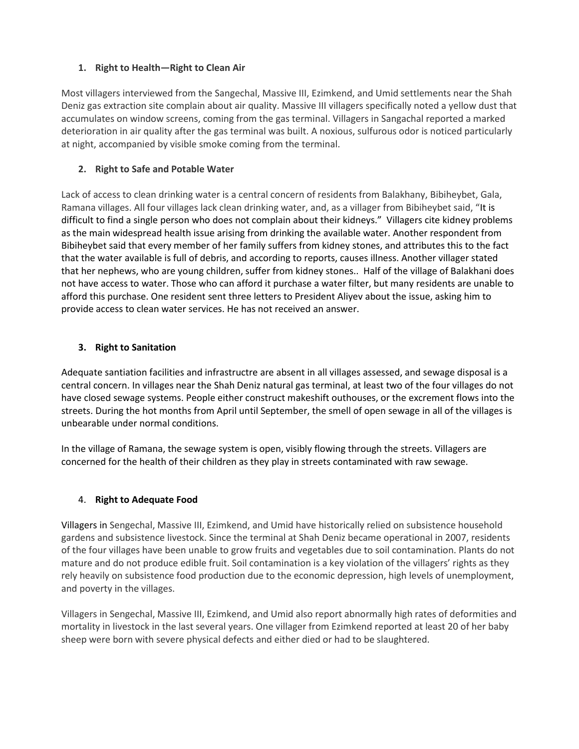1. **Right to Health—Right to Clean Air**

Most villagers interviewed from the Sangechal, Massive III, Ezimkend, and Umid settlements near the Shah Deniz gas extraction site complain about air quality. Massive III villagers specifically noted a yellow dust that accumulates on window screens, coming from the gas terminal. Villagers in Sangachal reported a marked deterioration in air quality after the gas terminal was built. A noxious, sulfurous odor is noticed particularly at night, accompanied by visible smoke coming from the terminal.

2. **Right to Safe and Potable Water**

Lack of access to clean drinking water is a central concern of residents from Balakhany, Bibiheybet, Gala, Ramana villages. All four villages lack clean drinking water, and, as a villager from Bibiheybet said, "It is difficult to find a single person who does not complain about their kidneys." Villagers cite kidney problems as the main widespread health issue arising from drinking the available water. Another respondent from Bibiheybet said that every member of her family suffers from kidney stones, and attributes this to the fact that the water available is full of debris, and according to reports, causes illness. Another villager stated that her nephews, who are young children, suffer from kidney stones.. Half of the village of Balakhani does not have access to water. Those who can afford it purchase a water filter, but many residents are unable to afford this purchase. One resident sent three letters to President Aliyev about the issue, asking him to provide access to clean water services. He has not received an answer.

3. **Right to Sanitation**

Adequate santiation facilities and infrastructre are absent in all villages assessed, and sewage disposal is a central concern. In villages near the Shah Deniz natural gas terminal, at least two of the four villages do not have closed sewage systems. People either construct makeshift outhouses, or the excrement flows into the streets. During the hot months from April until September, the smell of open sewage in all of the villages is unbearable under normal conditions.

In the village of Ramana, the sewage system is open, visibly flowing through the streets. Villagers are concerned for the health of their children as they play in streets contaminated with raw sewage.

4. **Right to Adequate Food**

Villagers in Sengechal, Massive III, Ezimkend, and Umid have historically relied on subsistence household gardens and subsistence livestock. Since the terminal at Shah Deniz became operational in 2007, residents of the four villages have been unable to grow fruits and vegetables due to soil contamination. Plants do not mature and do not produce edible fruit. Soil contamination is a key violation of the villagers' rights as they rely heavily on subsistence food production due to the economic depression, high levels of unemployment, and poverty in the villages.

Villagers in Sengechal, Massive III, Ezimkend, and Umid also report abnormally high rates of deformities and mortality in livestock in the last several years. One villager from Ezimkend reported at least 20 of her baby sheep were born with severe physical defects and either died or had to be slaughtered.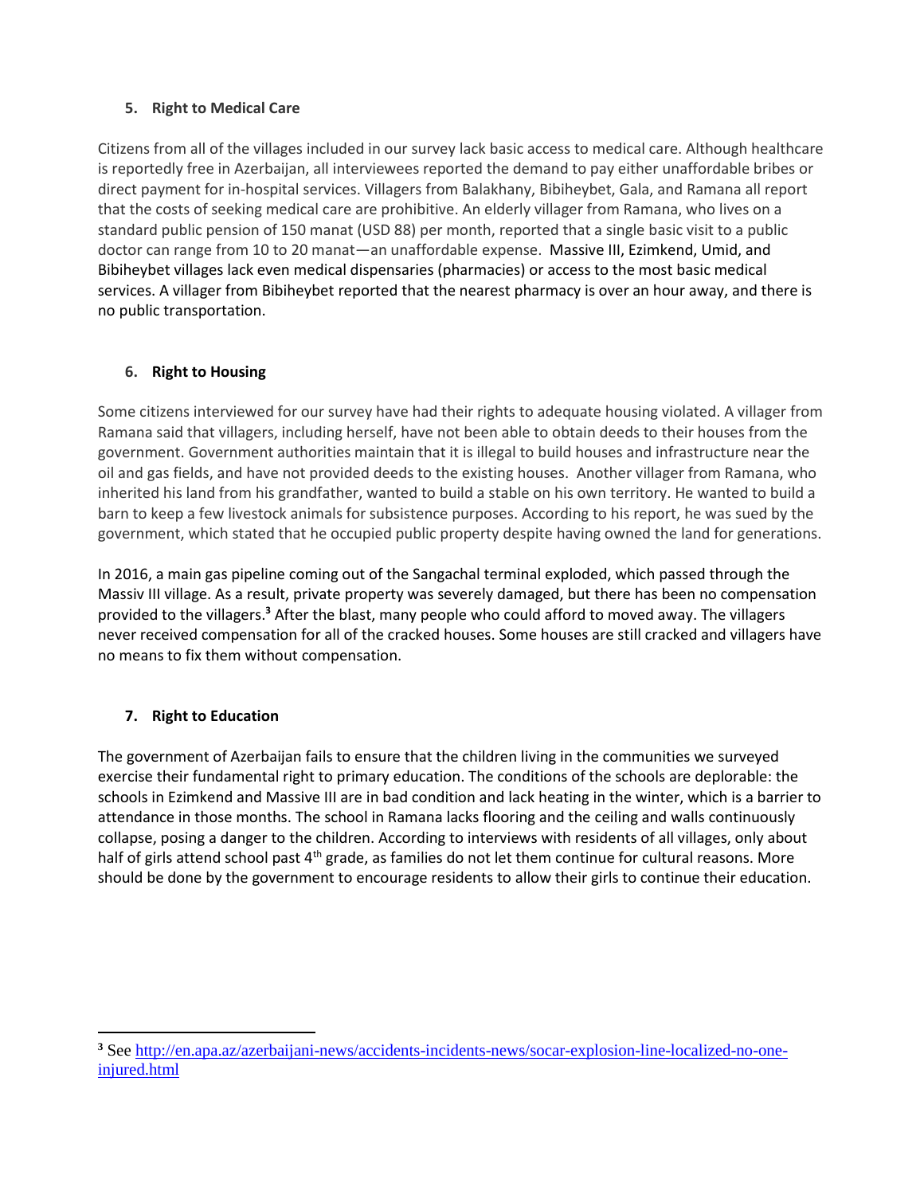### 5. Right to Medical Care

Citizens from all of the villages included in our survey lack basic access to medical care. Although healthcare is reportedly free in Azerbaijan, all interviewees reported the demand to pay either unaffordable bribes or direct payment for in-hospital services. Villagers from Balakhany, Bibiheybet, Gala, and Ramana all report that the costs of seeking medical care are prohibitive. An elderly villager from Ramana, who lives on a standard public pension of 150 manat (USD 88) per month, reported that a single basic visit to a public doctor can range from 10 to 20 manat—an unaffordable expense. Massive III, Ezimkend, Umid, and Bibiheybet villages lack even medical dispensaries (pharmacies) or access to the most basic medical services. A villager from Bibiheybet reported that the nearest pharmacy is over an hour away, and there is no public transportation.

### 6. Right to Housing

Some citizens interviewed for our survey have had their rights to adequate housing violated. A villager from Ramana said that villagers, including herself, have not been able to obtain deeds to their houses from the government. Government authorities maintain that it is illegal to build houses and infrastructure near the oil and gas fields, and have not provided deeds to the existing houses. Another villager from Ramana, who inherited his land from his grandfather, wanted to build a stable on his own territory. He wanted to build a barn to keep a few livestock animals for subsistence purposes. According to his report, he was sued by the government, which stated that he occupied public property despite having owned the land for generations.

In 2016, a main gas pipeline coming out of the Sangachal terminal exploded, which passed through the Massiv III village. As a result, private property was severely damaged, but there has been no compensation provided to the villagers.[3] After the blast, many people who could afford to moved away. The villagers never received compensation for all of the cracked houses. Some houses are still cracked and villagers have no means to fix them without compensation.

### 7. Right to Education

The government of Azerbaijan fails to ensure that the children living in the communities we surveyed exercise their fundamental right to primary education. The conditions of the schools are deplorable: the schools in Ezimkend and Massive III are in bad condition and lack heating in the winter, which is a barrier to attendance in those months. The school in Ramana lacks flooring and the ceiling and walls continuously collapse, posing a danger to the children. According to interviews with residents of all villages, only about half of girls attend school past 4th grade, as families do not let them continue for cultural reasons. More should be done by the government to encourage residents to allow their girls to continue their education.

---

[3] See http://en.apa.az/azerbaijani-news/accidents-incidents-news/socar-explosion-line-localized-no-one-injured.html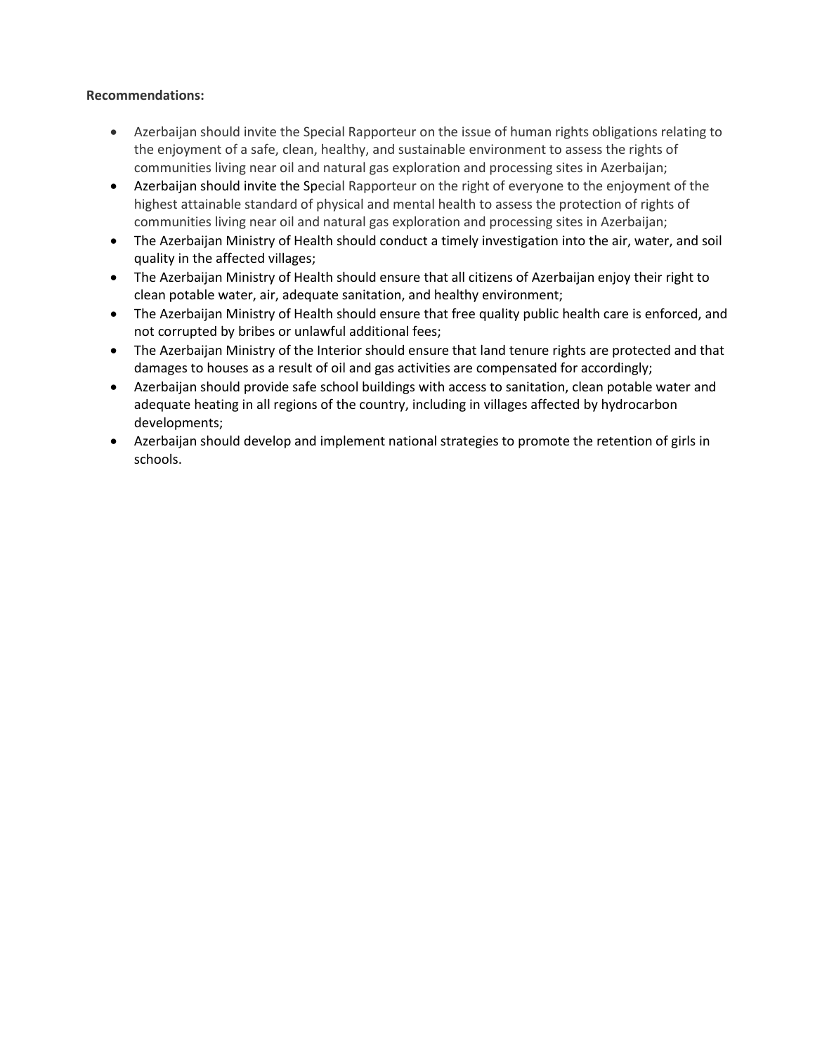**Recommendations:**

- Azerbaijan should invite the Special Rapporteur on the issue of human rights obligations relating to the enjoyment of a safe, clean, healthy, and sustainable environment to assess the rights of communities living near oil and natural gas exploration and processing sites in Azerbaijan;
- Azerbaijan should invite the Special Rapporteur on the right of everyone to the enjoyment of the highest attainable standard of physical and mental health to assess the protection of rights of communities living near oil and natural gas exploration and processing sites in Azerbaijan;
- The Azerbaijan Ministry of Health should conduct a timely investigation into the air, water, and soil quality in the affected villages;
- The Azerbaijan Ministry of Health should ensure that all citizens of Azerbaijan enjoy their right to clean potable water, air, adequate sanitation, and healthy environment;
- The Azerbaijan Ministry of Health should ensure that free quality public health care is enforced, and not corrupted by bribes or unlawful additional fees;
- The Azerbaijan Ministry of the Interior should ensure that land tenure rights are protected and that damages to houses as a result of oil and gas activities are compensated for accordingly;
- Azerbaijan should provide safe school buildings with access to sanitation, clean potable water and adequate heating in all regions of the country, including in villages affected by hydrocarbon developments;
- Azerbaijan should develop and implement national strategies to promote the retention of girls in schools.